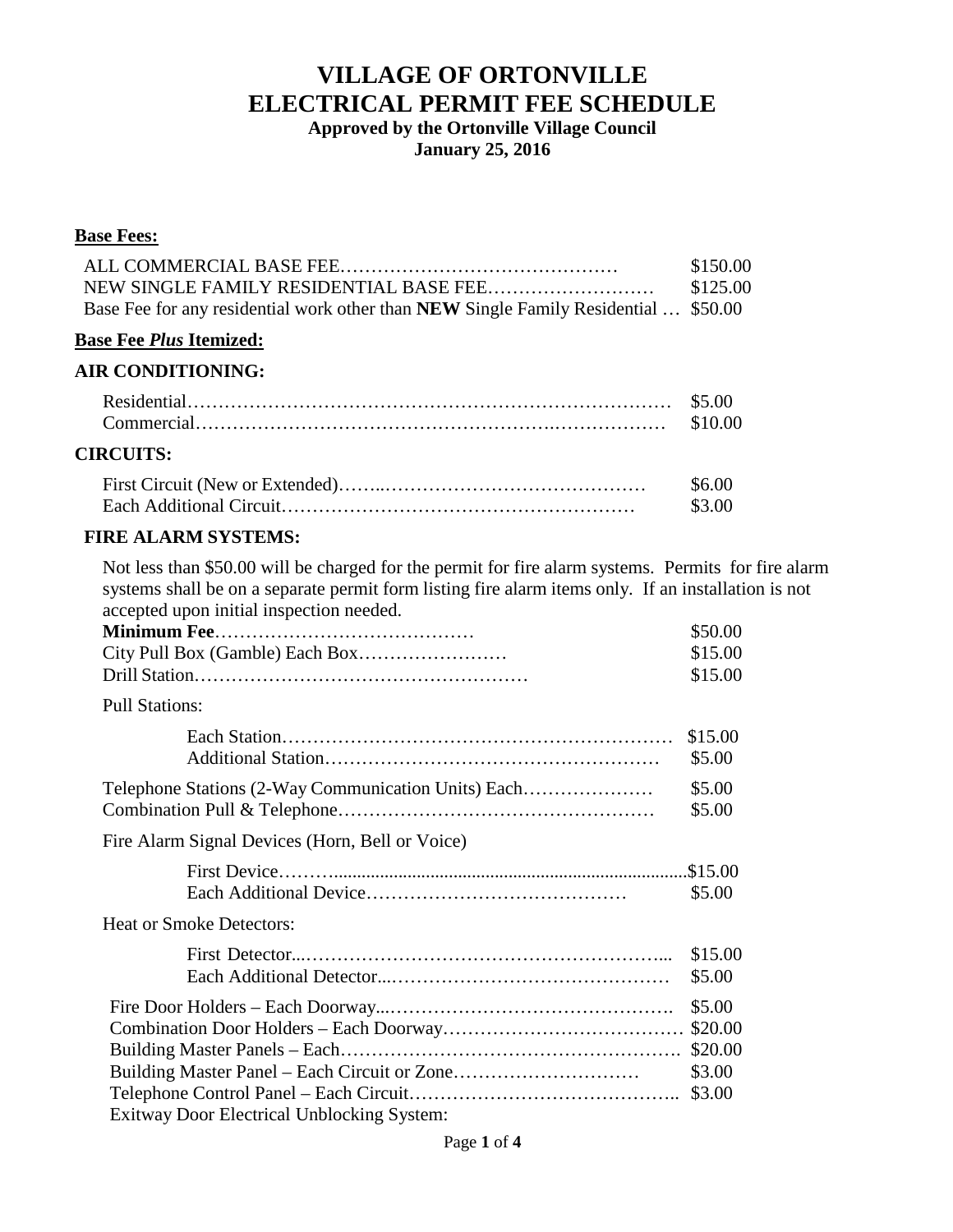# VILLAGE OF ORTONVILLE
# ELECTRICAL PERMIT FEE SCHEDULE

**Approved by the Ortonville Village Council**
**January 25, 2016**

**Base Fees:**

| | |
|---|---|
| ALL COMMERCIAL BASE FEE | $150.00 |
| NEW SINGLE FAMILY RESIDENTIAL BASE FEE | $125.00 |
| Base Fee for any residential work other than **NEW** Single Family Residential | $50.00 |

**Base Fee *Plus* Itemized:**

**AIR CONDITIONING:**

| | |
|---|---|
| Residential | $5.00 |
| Commercial | $10.00 |

**CIRCUITS:**

| | |
|---|---|
| First Circuit (New or Extended) | $6.00 |
| Each Additional Circuit | $3.00 |

**FIRE ALARM SYSTEMS:**

Not less than $50.00 will be charged for the permit for fire alarm systems. Permits for fire alarm systems shall be on a separate permit form listing fire alarm items only. If an installation is not accepted upon initial inspection needed.

| | |
|---|---|
| **Minimum Fee** | $50.00 |
| City Pull Box (Gamble) Each Box | $15.00 |
| Drill Station | $15.00 |

Pull Stations:

| | |
|---|---|
| Each Station | $15.00 |
| Additional Station | $5.00 |

| | |
|---|---|
| Telephone Stations (2-Way Communication Units) Each | $5.00 |
| Combination Pull & Telephone | $5.00 |

Fire Alarm Signal Devices (Horn, Bell or Voice)

| | |
|---|---|
| First Device | $15.00 |
| Each Additional Device | $5.00 |

Heat or Smoke Detectors:

| | |
|---|---|
| First Detector | $15.00 |
| Each Additional Detector | $5.00 |

| | |
|---|---|
| Fire Door Holders – Each Doorway | $5.00 |
| Combination Door Holders – Each Doorway | $20.00 |
| Building Master Panels – Each | $20.00 |
| Building Master Panel – Each Circuit or Zone | $3.00 |
| Telephone Control Panel – Each Circuit | $3.00 |

Exitway Door Electrical Unblocking System: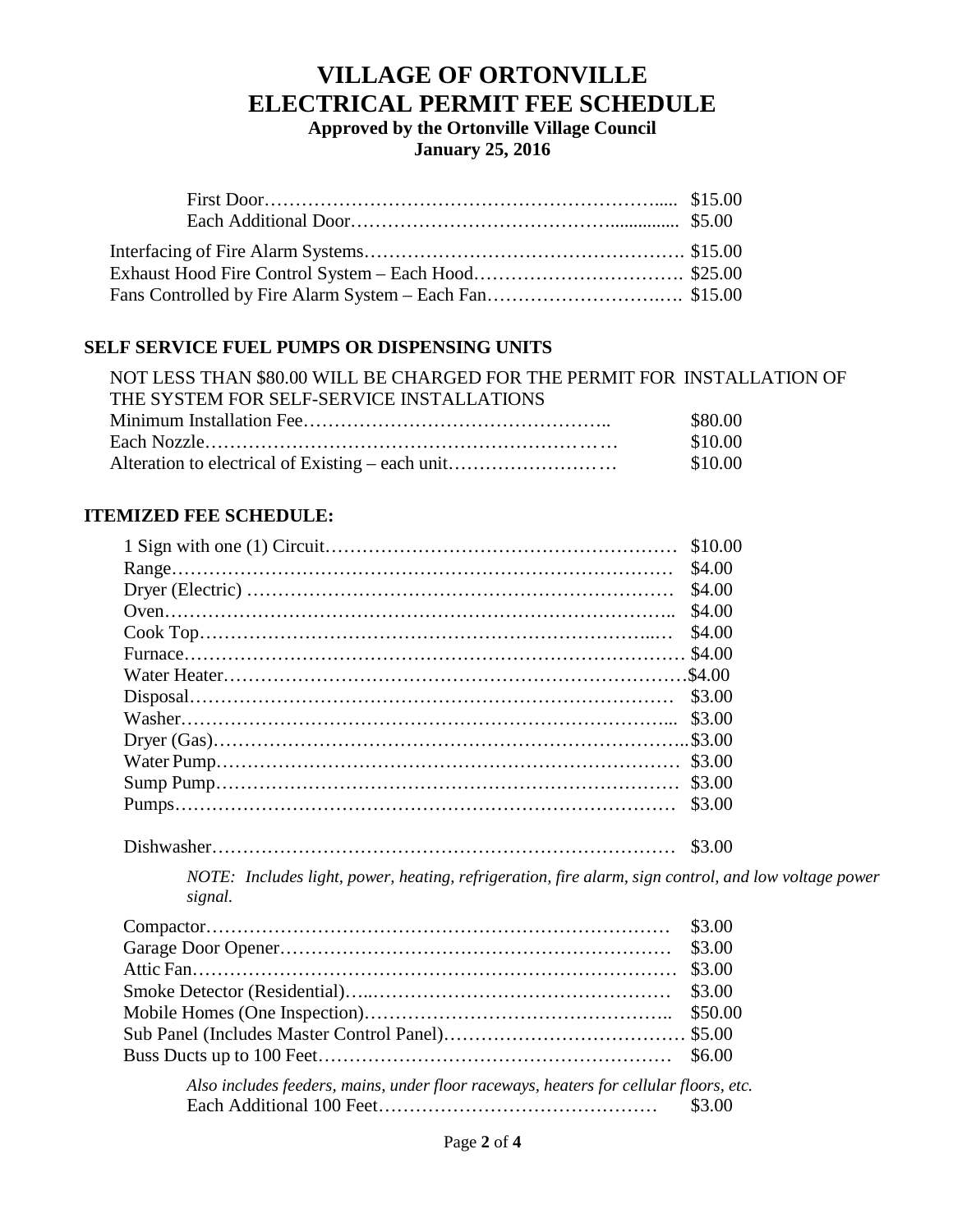# VILLAGE OF ORTONVILLE
# ELECTRICAL PERMIT FEE SCHEDULE

**Approved by the Ortonville Village Council**
**January 25, 2016**

| | |
|---|---|
| First Door | $15.00 |
| Each Additional Door | $5.00 |
| Interfacing of Fire Alarm Systems | $15.00 |
| Exhaust Hood Fire Control System – Each Hood | $25.00 |
| Fans Controlled by Fire Alarm System – Each Fan | $15.00 |

## SELF SERVICE FUEL PUMPS OR DISPENSING UNITS

NOT LESS THAN $80.00 WILL BE CHARGED FOR THE PERMIT FOR INSTALLATION OF THE SYSTEM FOR SELF-SERVICE INSTALLATIONS

| | |
|---|---|
| Minimum Installation Fee | $80.00 |
| Each Nozzle | $10.00 |
| Alteration to electrical of Existing – each unit | $10.00 |

## ITEMIZED FEE SCHEDULE:

| | |
|---|---|
| 1 Sign with one (1) Circuit | $10.00 |
| Range | $4.00 |
| Dryer (Electric) | $4.00 |
| Oven | $4.00 |
| Cook Top | $4.00 |
| Furnace | $4.00 |
| Water Heater | $4.00 |
| Disposal | $3.00 |
| Washer | $3.00 |
| Dryer (Gas) | $3.00 |
| Water Pump | $3.00 |
| Sump Pump | $3.00 |
| Pumps | $3.00 |
| Dishwasher | $3.00 |

*NOTE: Includes light, power, heating, refrigeration, fire alarm, sign control, and low voltage power signal.*

| | |
|---|---|
| Compactor | $3.00 |
| Garage Door Opener | $3.00 |
| Attic Fan | $3.00 |
| Smoke Detector (Residential) | $3.00 |
| Mobile Homes (One Inspection) | $50.00 |
| Sub Panel (Includes Master Control Panel) | $5.00 |
| Buss Ducts up to 100 Feet | $6.00 |

*Also includes feeders, mains, under floor raceways, heaters for cellular floors, etc.*

| | |
|---|---|
| Each Additional 100 Feet | $3.00 |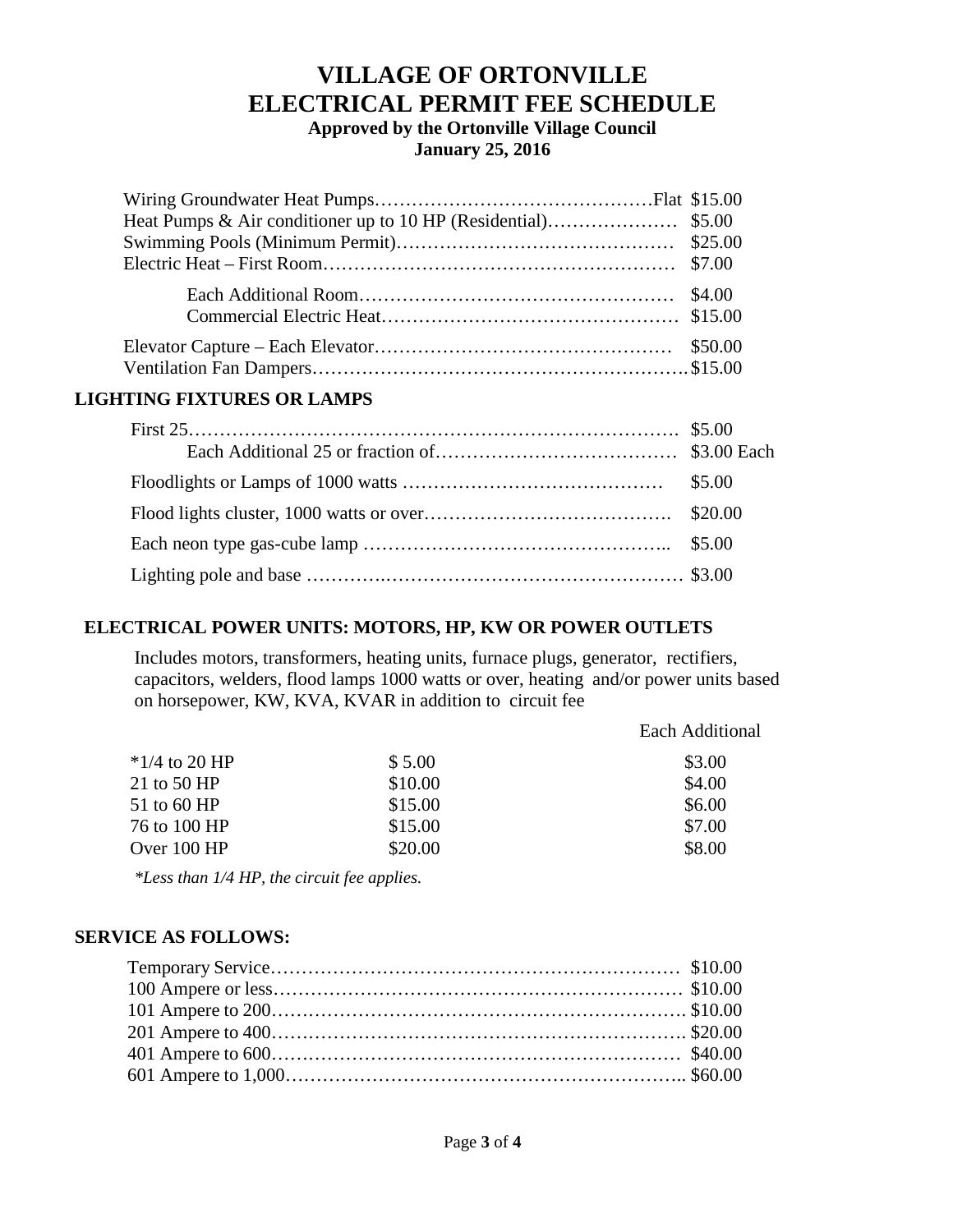# VILLAGE OF ORTONVILLE
# ELECTRICAL PERMIT FEE SCHEDULE

**Approved by the Ortonville Village Council**
**January 25, 2016**

| Item | Fee |
|---|---|
| Wiring Groundwater Heat Pumps……………………………………Flat | $15.00 |
| Heat Pumps & Air conditioner up to 10 HP (Residential)………………… | $5.00 |
| Swimming Pools (Minimum Permit)……………………………………… | $25.00 |
| Electric Heat – First Room………………………………………………… | $7.00 |
| Each Additional Room…………………………………………… | $4.00 |
| Commercial Electric Heat………………………………………… | $15.00 |
| Elevator Capture – Each Elevator………………………………………… | $50.00 |
| Ventilation Fan Dampers…………………………………………………… | $15.00 |

## LIGHTING FIXTURES OR LAMPS

| Item | Fee |
|---|---|
| First 25……………………………………………………………………. | $5.00 |
| Each Additional 25 or fraction of………………………………… | $3.00 Each |
| Floodlights or Lamps of 1000 watts …………………………………… | $5.00 |
| Flood lights cluster, 1000 watts or over…………………………………. | $20.00 |
| Each neon type gas-cube lamp ………………………………………….. | $5.00 |
| Lighting pole and base …………………………………………………… | $3.00 |

## ELECTRICAL POWER UNITS: MOTORS, HP, KW OR POWER OUTLETS

Includes motors, transformers, heating units, furnace plugs, generator, rectifiers, capacitors, welders, flood lamps 1000 watts or over, heating and/or power units based on horsepower, KW, KVA, KVAR in addition to circuit fee

| | | Each Additional |
|---|---|---|
| *1/4 to 20 HP | $ 5.00 | $3.00 |
| 21 to 50 HP | $10.00 | $4.00 |
| 51 to 60 HP | $15.00 | $6.00 |
| 76 to 100 HP | $15.00 | $7.00 |
| Over 100 HP | $20.00 | $8.00 |

*\*Less than 1/4 HP, the circuit fee applies.*

## SERVICE AS FOLLOWS:

| Item | Fee |
|---|---|
| Temporary Service………………………………………………………… | $10.00 |
| 100 Ampere or less………………………………………………………… | $10.00 |
| 101 Ampere to 200………………………………………………………… | $10.00 |
| 201 Ampere to 400………………………………………………………… | $20.00 |
| 401 Ampere to 600………………………………………………………… | $40.00 |
| 601 Ampere to 1,000……………………………………………………… | $60.00 |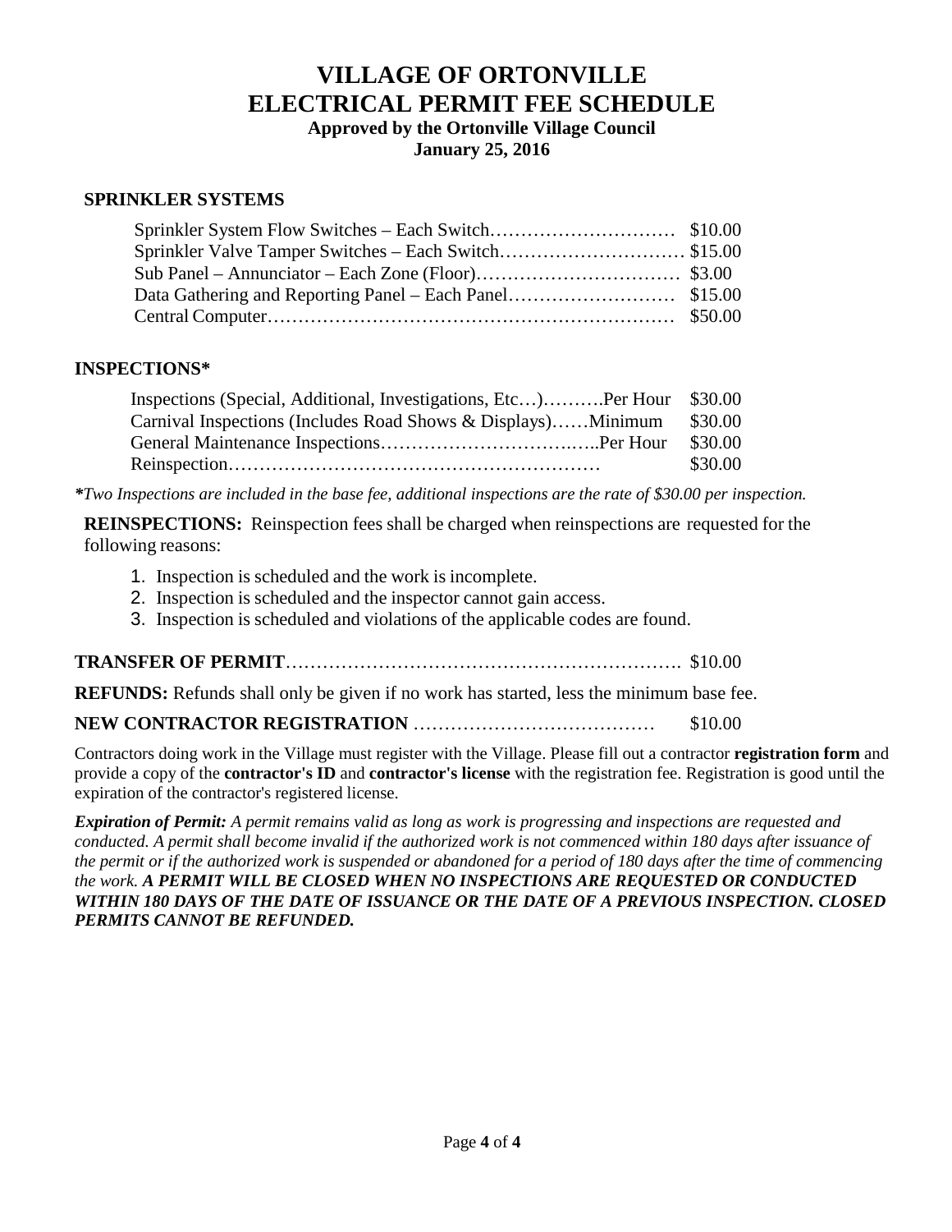# VILLAGE OF ORTONVILLE
# ELECTRICAL PERMIT FEE SCHEDULE

**Approved by the Ortonville Village Council**
**January 25, 2016**

## SPRINKLER SYSTEMS

| | |
|---|---|
| Sprinkler System Flow Switches – Each Switch | $10.00 |
| Sprinkler Valve Tamper Switches – Each Switch | $15.00 |
| Sub Panel – Annunciator – Each Zone (Floor) | $3.00 |
| Data Gathering and Reporting Panel – Each Panel | $15.00 |
| Central Computer | $50.00 |

## INSPECTIONS*

| | | |
|---|---|---|
| Inspections (Special, Additional, Investigations, Etc…) | Per Hour | $30.00 |
| Carnival Inspections (Includes Road Shows & Displays) | Minimum | $30.00 |
| General Maintenance Inspections | Per Hour | $30.00 |
| Reinspection | | $30.00 |

***Two Inspections are included in the base fee, additional inspections are the rate of $30.00 per inspection.***

**REINSPECTIONS:** Reinspection fees shall be charged when reinspections are requested for the following reasons:

1. Inspection is scheduled and the work is incomplete.
2. Inspection is scheduled and the inspector cannot gain access.
3. Inspection is scheduled and violations of the applicable codes are found.

**TRANSFER OF PERMIT**……. $10.00

**REFUNDS:** Refunds shall only be given if no work has started, less the minimum base fee.

**NEW CONTRACTOR REGISTRATION** ……. $10.00

Contractors doing work in the Village must register with the Village. Please fill out a contractor **registration form** and provide a copy of the **contractor's ID** and **contractor's license** with the registration fee. Registration is good until the expiration of the contractor's registered license.

***Expiration of Permit:*** *A permit remains valid as long as work is progressing and inspections are requested and conducted. A permit shall become invalid if the authorized work is not commenced within 180 days after issuance of the permit or if the authorized work is suspended or abandoned for a period of 180 days after the time of commencing the work.* ***A PERMIT WILL BE CLOSED WHEN NO INSPECTIONS ARE REQUESTED OR CONDUCTED WITHIN 180 DAYS OF THE DATE OF ISSUANCE OR THE DATE OF A PREVIOUS INSPECTION. CLOSED PERMITS CANNOT BE REFUNDED.***